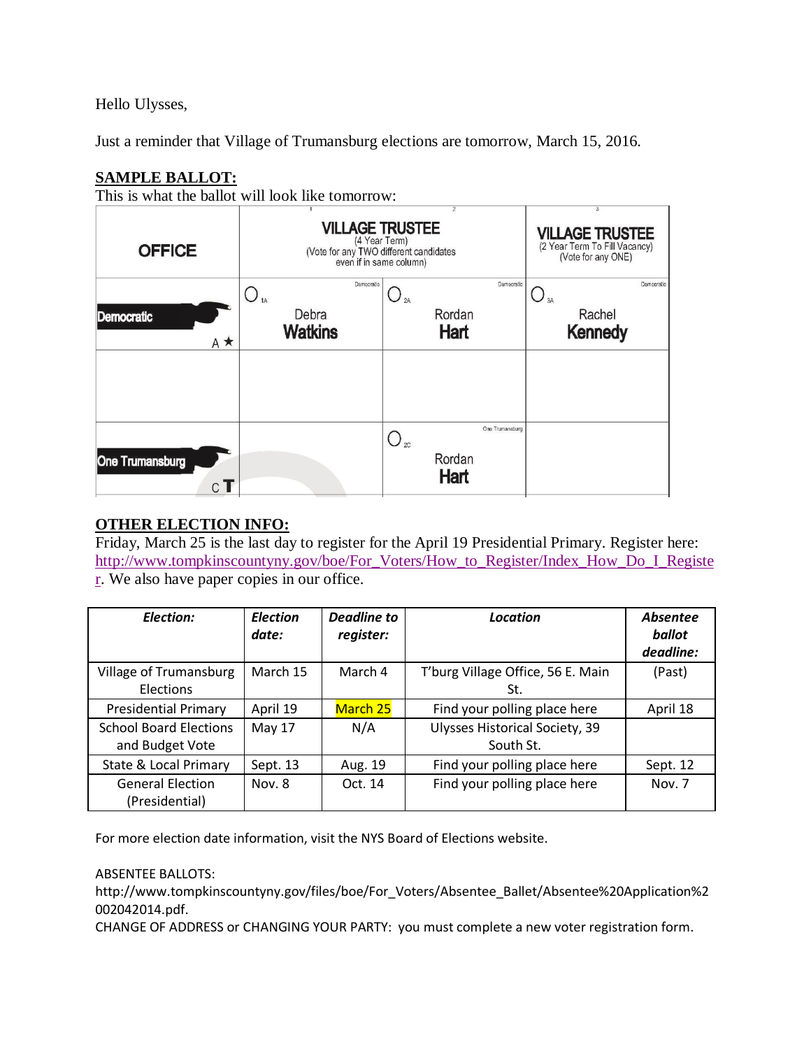Hello Ulysses,

Just a reminder that Village of Trumansburg elections are tomorrow, March 15, 2016.

**SAMPLE BALLOT:**

This is what the ballot will look like tomorrow:

| OFFICE | 1 VILLAGE TRUSTEE (4 Year Term) (Vote for any TWO different candidates even if in same column) | 2 | 3 VILLAGE TRUSTEE (2 Year Term To Fill Vacancy) (Vote for any ONE) |
|---|---|---|---|
| Democratic A ★ | 1A Democratic Debra **Watkins** | 2A Democratic Rordan **Hart** | 3A Democratic Rachel **Kennedy** |
| | | | |
| One Trumansburg C T | | 2C One Trumansburg Rordan **Hart** | |

**OTHER ELECTION INFO:**

Friday, March 25 is the last day to register for the April 19 Presidential Primary. Register here: http://www.tompkinscountyny.gov/boe/For_Voters/How_to_Register/Index_How_Do_I_Register. We also have paper copies in our office.

| *Election:* | *Election date:* | *Deadline to register:* | *Location* | *Absentee ballot deadline:* |
|---|---|---|---|---|
| Village of Trumansburg Elections | March 15 | March 4 | T'burg Village Office, 56 E. Main St. | (Past) |
| Presidential Primary | April 19 | March 25 | Find your polling place here | April 18 |
| School Board Elections and Budget Vote | May 17 | N/A | Ulysses Historical Society, 39 South St. | |
| State & Local Primary | Sept. 13 | Aug. 19 | Find your polling place here | Sept. 12 |
| General Election (Presidential) | Nov. 8 | Oct. 14 | Find your polling place here | Nov. 7 |

For more election date information, visit the NYS Board of Elections website.

ABSENTEE BALLOTS:
http://www.tompkinscountyny.gov/files/boe/For_Voters/Absentee_Ballet/Absentee%20Application%2002042014.pdf.

CHANGE OF ADDRESS or CHANGING YOUR PARTY: you must complete a new voter registration form.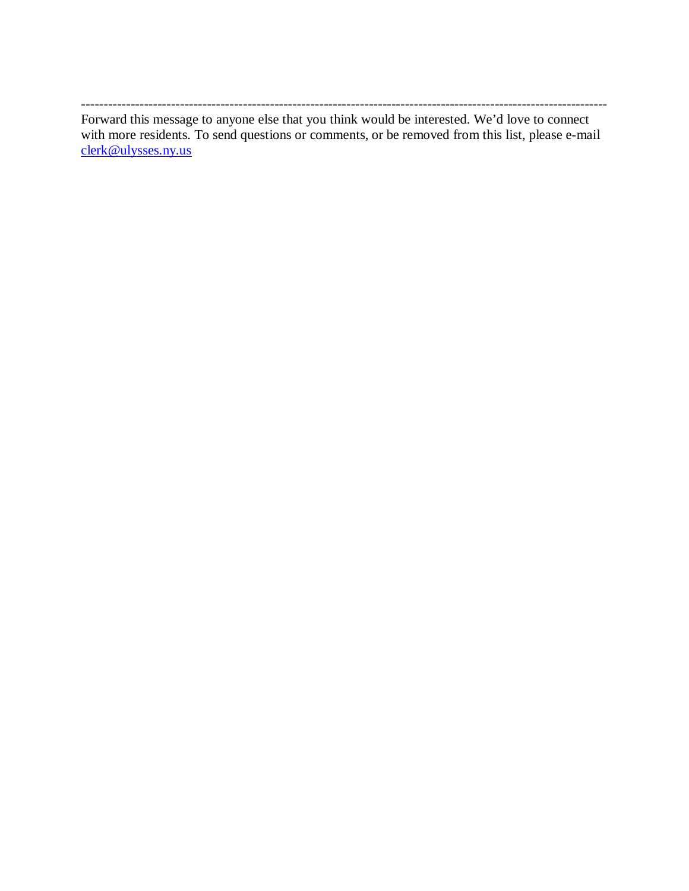---

Forward this message to anyone else that you think would be interested. We'd love to connect with more residents. To send questions or comments, or be removed from this list, please e-mail clerk@ulysses.ny.us